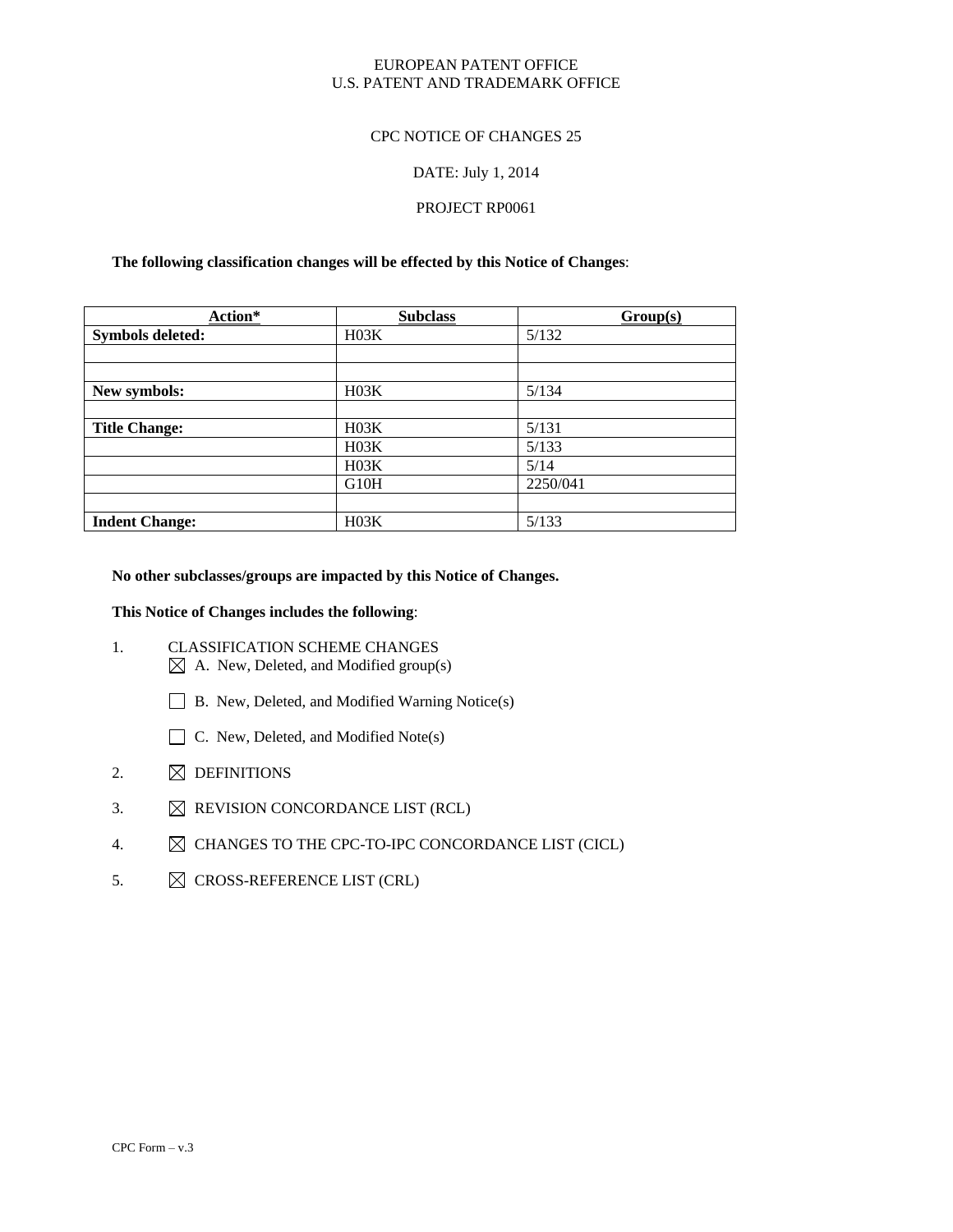EUROPEAN PATENT OFFICE
U.S. PATENT AND TRADEMARK OFFICE

CPC NOTICE OF CHANGES 25

DATE: July 1, 2014

PROJECT RP0061

**The following classification changes will be effected by this Notice of Changes**:

| Action* | Subclass | Group(s) |
|---|---|---|
| **Symbols deleted:** | H03K | 5/132 |
| | | |
| | | |
| **New symbols:** | H03K | 5/134 |
| | | |
| **Title Change:** | H03K | 5/131 |
| | H03K | 5/133 |
| | H03K | 5/14 |
| | G10H | 2250/041 |
| | | |
| **Indent Change:** | H03K | 5/133 |

**No other subclasses/groups are impacted by this Notice of Changes.**

**This Notice of Changes includes the following**:

1. CLASSIFICATION SCHEME CHANGES
   - ☒ A. New, Deleted, and Modified group(s)
   - ☐ B. New, Deleted, and Modified Warning Notice(s)
   - ☐ C. New, Deleted, and Modified Note(s)
2. ☒ DEFINITIONS
3. ☒ REVISION CONCORDANCE LIST (RCL)
4. ☒ CHANGES TO THE CPC-TO-IPC CONCORDANCE LIST (CICL)
5. ☒ CROSS-REFERENCE LIST (CRL)

CPC Form – v.3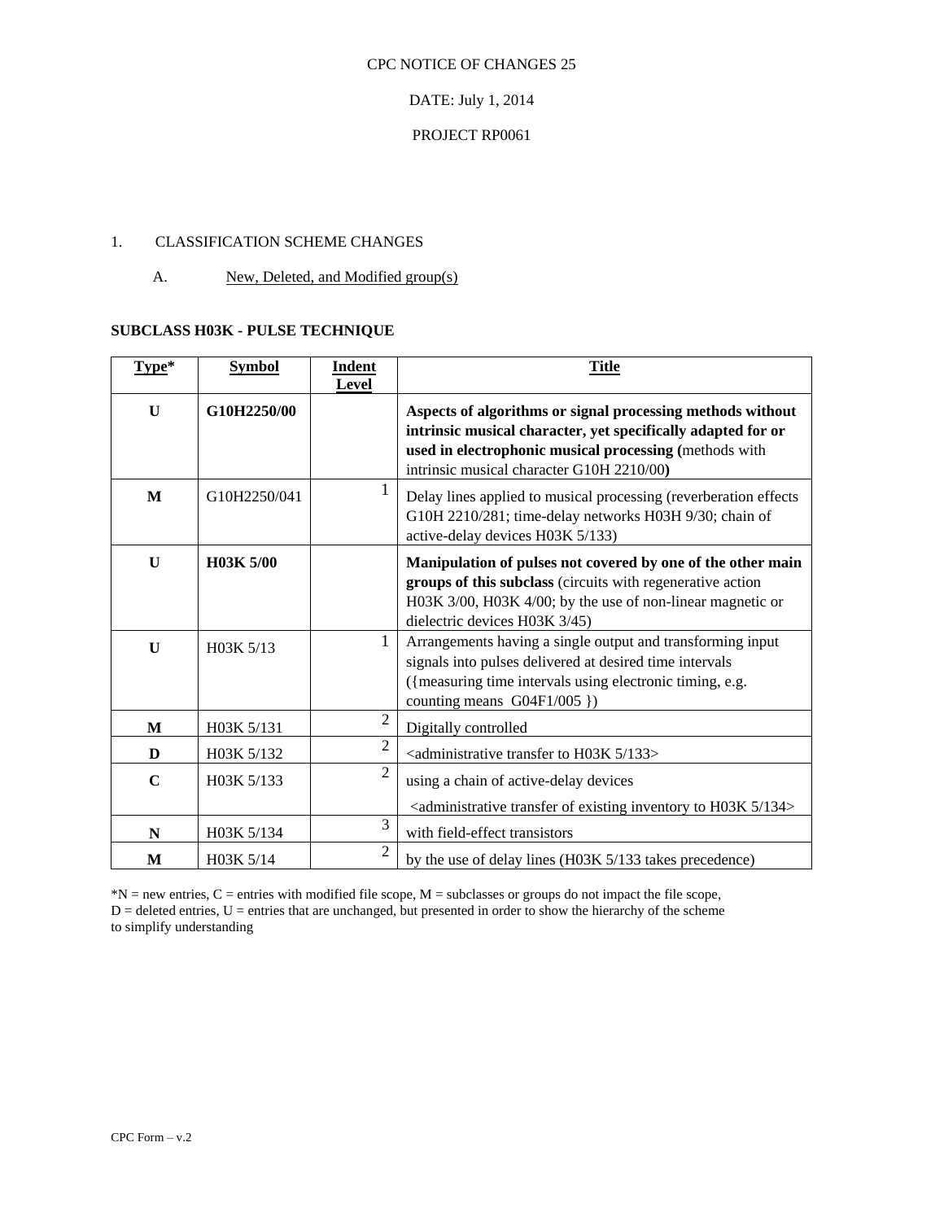CPC NOTICE OF CHANGES 25

DATE: July 1, 2014

PROJECT RP0061

1. CLASSIFICATION SCHEME CHANGES

A. New, Deleted, and Modified group(s)

**SUBCLASS H03K - PULSE TECHNIQUE**

| Type* | Symbol | Indent Level | Title |
|---|---|---|---|
| **U** | **G10H2250/00** | | **Aspects of algorithms or signal processing methods without intrinsic musical character, yet specifically adapted for or used in electrophonic musical processing (**methods with intrinsic musical character G10H 2210/00**)** |
| **M** | G10H2250/041 | 1 | Delay lines applied to musical processing (reverberation effects G10H 2210/281; time-delay networks H03H 9/30; chain of active-delay devices H03K 5/133) |
| **U** | **H03K 5/00** | | **Manipulation of pulses not covered by one of the other main groups of this subclass** (circuits with regenerative action H03K 3/00, H03K 4/00; by the use of non-linear magnetic or dielectric devices H03K 3/45) |
| **U** | H03K 5/13 | 1 | Arrangements having a single output and transforming input signals into pulses delivered at desired time intervals ({measuring time intervals using electronic timing, e.g. counting means G04F1/005 }) |
| **M** | H03K 5/131 | 2 | Digitally controlled |
| **D** | H03K 5/132 | 2 | <administrative transfer to H03K 5/133> |
| **C** | H03K 5/133 | 2 | using a chain of active-delay devices <administrative transfer of existing inventory to H03K 5/134> |
| **N** | H03K 5/134 | 3 | with field-effect transistors |
| **M** | H03K 5/14 | 2 | by the use of delay lines (H03K 5/133 takes precedence) |

*N = new entries, C = entries with modified file scope, M = subclasses or groups do not impact the file scope, D = deleted entries, U = entries that are unchanged, but presented in order to show the hierarchy of the scheme to simplify understanding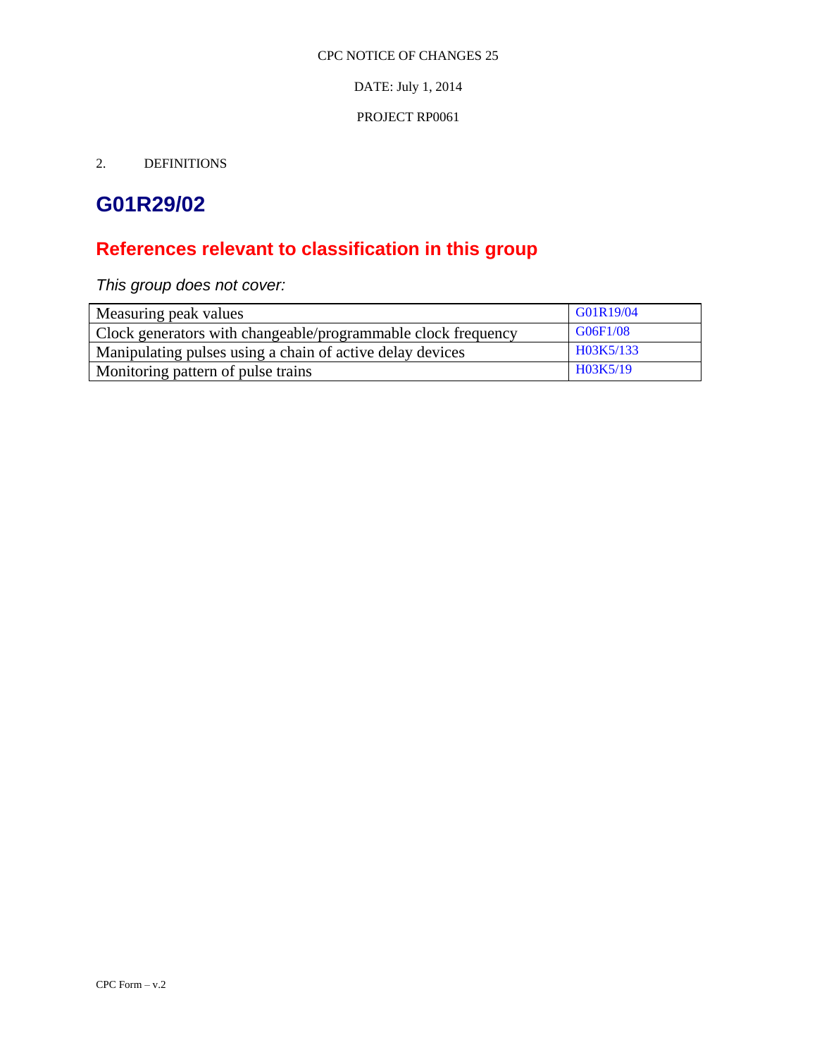2. DEFINITIONS

# G01R29/02

## References relevant to classification in this group

*This group does not cover:*

| | |
|---|---|
| Measuring peak values | G01R19/04 |
| Clock generators with changeable/programmable clock frequency | G06F1/08 |
| Manipulating pulses using a chain of active delay devices | H03K5/133 |
| Monitoring pattern of pulse trains | H03K5/19 |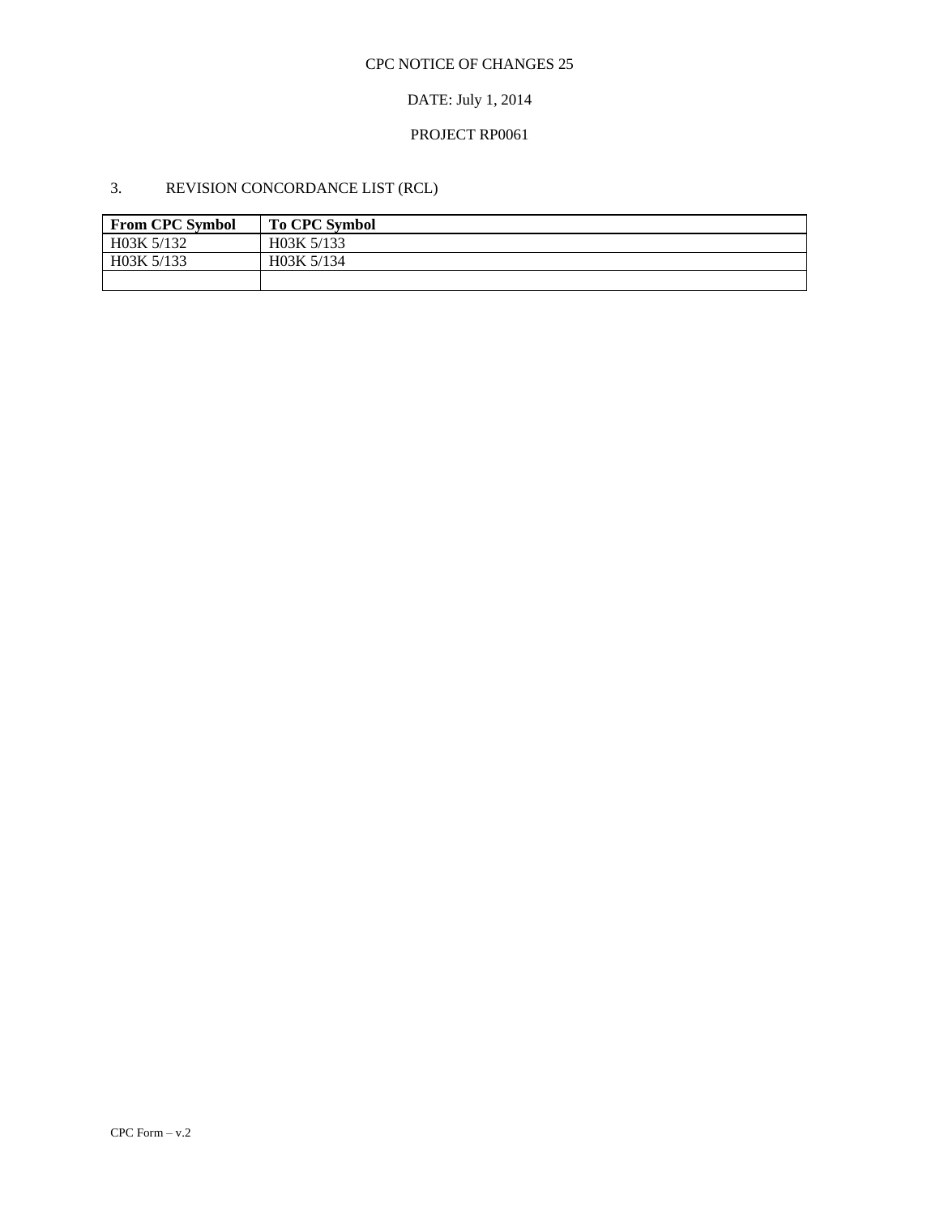CPC NOTICE OF CHANGES 25

DATE: July 1, 2014

PROJECT RP0061

## 3. REVISION CONCORDANCE LIST (RCL)

| From CPC Symbol | To CPC Symbol |
|---|---|
| H03K 5/132 | H03K 5/133 |
| H03K 5/133 | H03K 5/134 |
| | |

CPC Form – v.2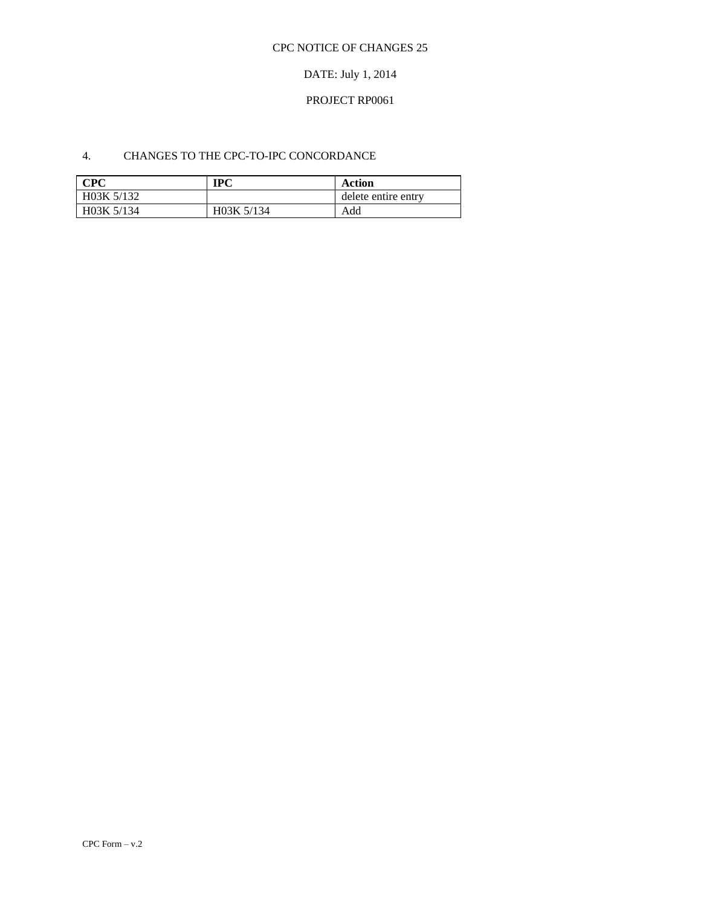CPC NOTICE OF CHANGES 25

DATE: July 1, 2014

PROJECT RP0061

4. CHANGES TO THE CPC-TO-IPC CONCORDANCE

| CPC | IPC | Action |
| --- | --- | --- |
| H03K 5/132 | | delete entire entry |
| H03K 5/134 | H03K 5/134 | Add |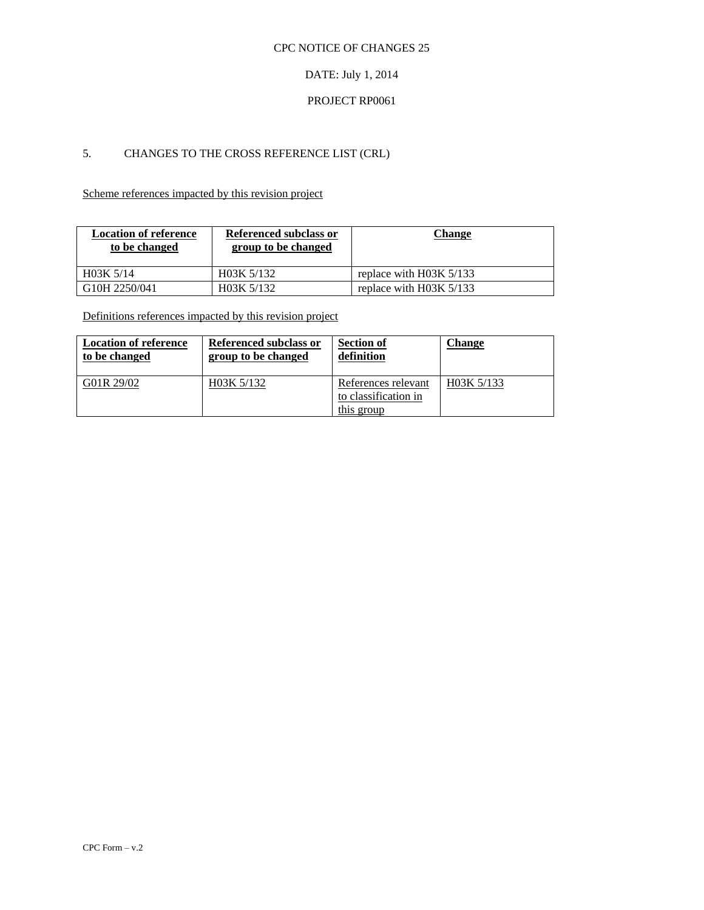CPC NOTICE OF CHANGES 25

DATE: July 1, 2014

PROJECT RP0061

5. CHANGES TO THE CROSS REFERENCE LIST (CRL)

Scheme references impacted by this revision project

| Location of reference to be changed | Referenced subclass or group to be changed | Change |
| --- | --- | --- |
| H03K 5/14 | H03K 5/132 | replace with H03K 5/133 |
| G10H 2250/041 | H03K 5/132 | replace with H03K 5/133 |

Definitions references impacted by this revision project

| Location of reference to be changed | Referenced subclass or group to be changed | Section of definition | Change |
| --- | --- | --- | --- |
| G01R 29/02 | H03K 5/132 | References relevant to classification in this group | H03K 5/133 |

CPC Form – v.2